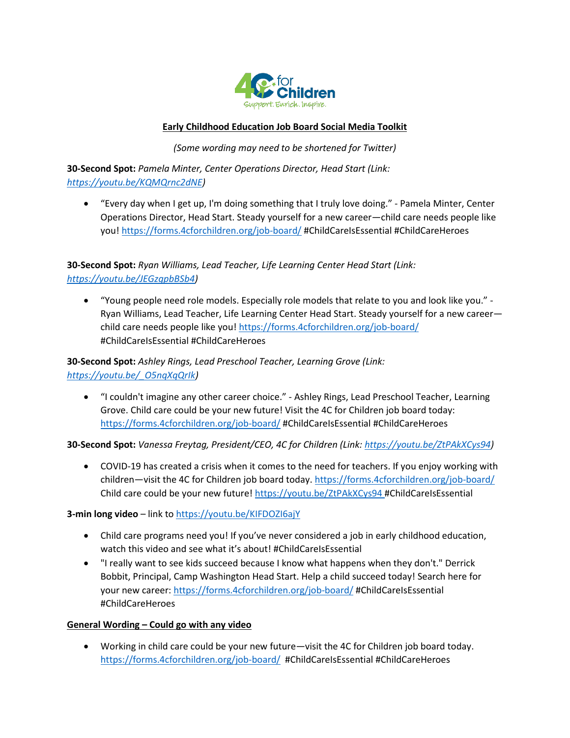4C for Children

Support. Enrich. Inspire.

## Early Childhood Education Job Board Social Media Toolkit

*(Some wording may need to be shortened for Twitter)*

**30-Second Spot:** *Pamela Minter, Center Operations Director, Head Start (Link: https://youtu.be/KQMQrnc2dNE)*

- "Every day when I get up, I'm doing something that I truly love doing." - Pamela Minter, Center Operations Director, Head Start. Steady yourself for a new career—child care needs people like you! https://forms.4cforchildren.org/job-board/ #ChildCareIsEssential #ChildCareHeroes

**30-Second Spot:** *Ryan Williams, Lead Teacher, Life Learning Center Head Start (Link: https://youtu.be/JEGzqpbBSb4)*

- "Young people need role models. Especially role models that relate to you and look like you." - Ryan Williams, Lead Teacher, Life Learning Center Head Start. Steady yourself for a new career—child care needs people like you! https://forms.4cforchildren.org/job-board/ #ChildCareIsEssential #ChildCareHeroes

**30-Second Spot:** *Ashley Rings, Lead Preschool Teacher, Learning Grove (Link: https://youtu.be/_O5nqXqQrIk)*

- "I couldn't imagine any other career choice." - Ashley Rings, Lead Preschool Teacher, Learning Grove. Child care could be your new future! Visit the 4C for Children job board today: https://forms.4cforchildren.org/job-board/ #ChildCareIsEssential #ChildCareHeroes

**30-Second Spot:** *Vanessa Freytag, President/CEO, 4C for Children (Link: https://youtu.be/ZtPAkXCys94)*

- COVID-19 has created a crisis when it comes to the need for teachers. If you enjoy working with children—visit the 4C for Children job board today. https://forms.4cforchildren.org/job-board/ Child care could be your new future! https://youtu.be/ZtPAkXCys94 #ChildCareIsEssential

**3-min long video** – link to https://youtu.be/KIFDOZI6ajY

- Child care programs need you! If you've never considered a job in early childhood education, watch this video and see what it's about! #ChildCareIsEssential
- "I really want to see kids succeed because I know what happens when they don't." Derrick Bobbit, Principal, Camp Washington Head Start. Help a child succeed today! Search here for your new career: https://forms.4cforchildren.org/job-board/ #ChildCareIsEssential #ChildCareHeroes

**General Wording – Could go with any video**

- Working in child care could be your new future—visit the 4C for Children job board today. https://forms.4cforchildren.org/job-board/ #ChildCareIsEssential #ChildCareHeroes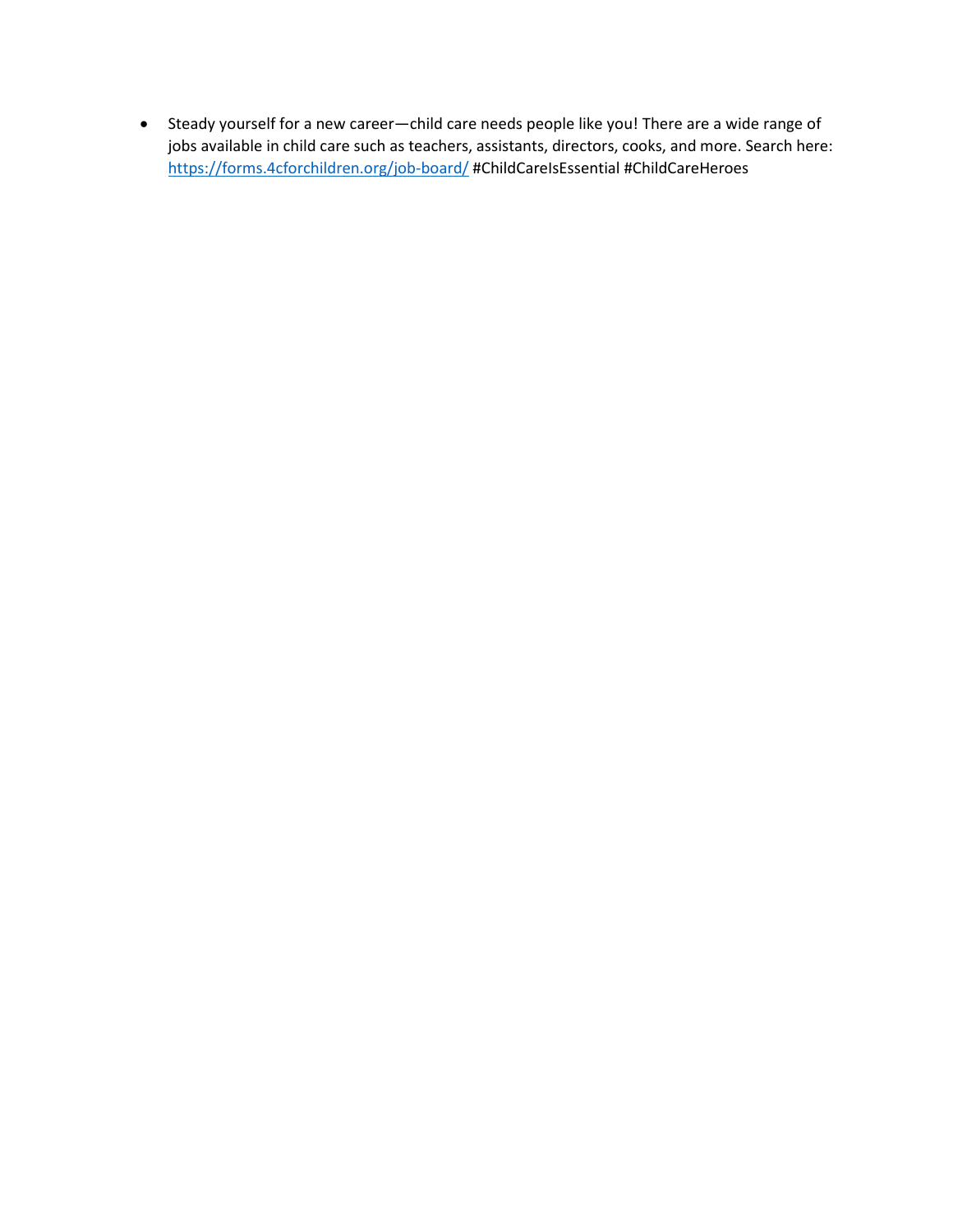- Steady yourself for a new career—child care needs people like you! There are a wide range of jobs available in child care such as teachers, assistants, directors, cooks, and more. Search here: https://forms.4cforchildren.org/job-board/ #ChildCareIsEssential #ChildCareHeroes